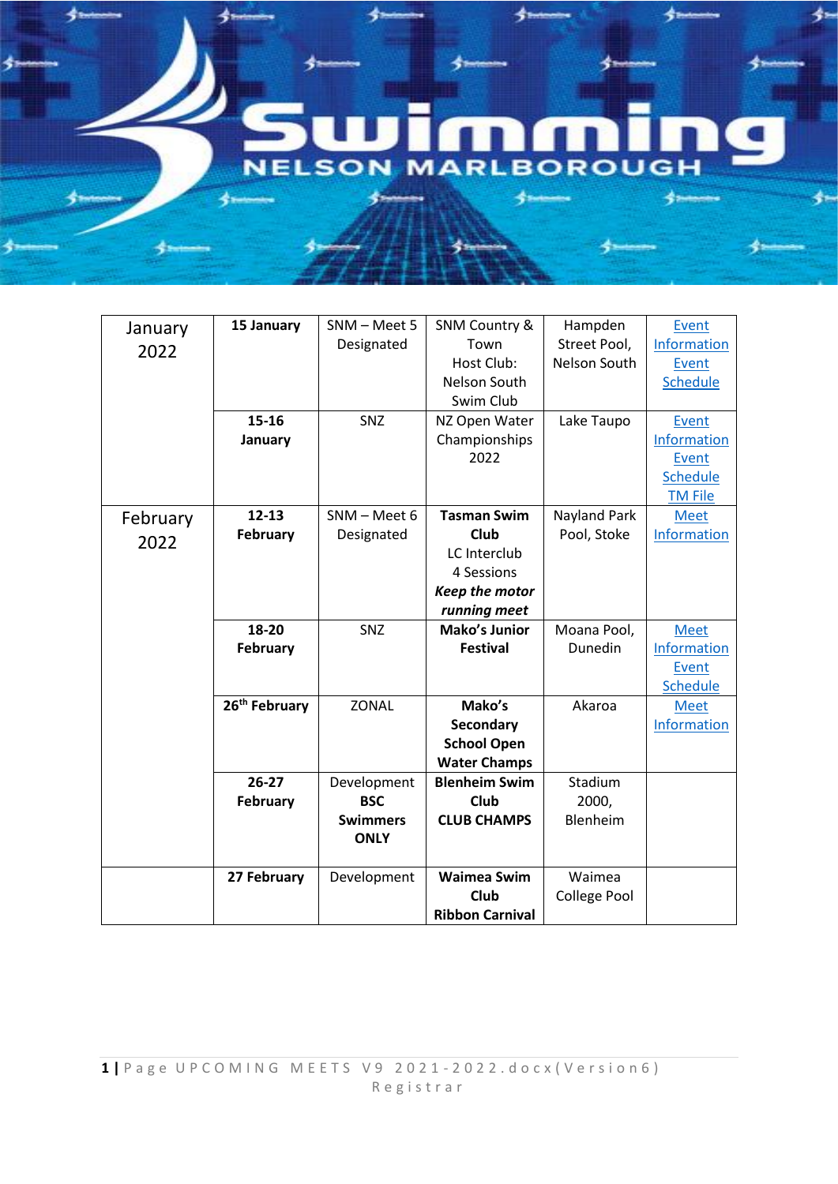| | | | | | |
|---|---|---|---|---|---|
| January 2022 | **15 January** | SNM – Meet 5 Designated | SNM Country & Town Host Club: Nelson South Swim Club | Hampden Street Pool, Nelson South | Event Information Event Schedule |
| | **15-16 January** | SNZ | NZ Open Water Championships 2022 | Lake Taupo | Event Information Event Schedule TM File |
| February 2022 | **12-13 February** | SNM – Meet 6 Designated | **Tasman Swim Club** LC Interclub 4 Sessions ***Keep the motor running meet*** | Nayland Park Pool, Stoke | Meet Information |
| | **18-20 February** | SNZ | **Mako's Junior Festival** | Moana Pool, Dunedin | Meet Information Event Schedule |
| | **26th February** | ZONAL | **Mako's Secondary School Open Water Champs** | Akaroa | Meet Information |
| | **26-27 February** | Development **BSC Swimmers ONLY** | **Blenheim Swim Club CLUB CHAMPS** | Stadium 2000, Blenheim | |
| | **27 February** | Development | **Waimea Swim Club Ribbon Carnival** | Waimea College Pool | |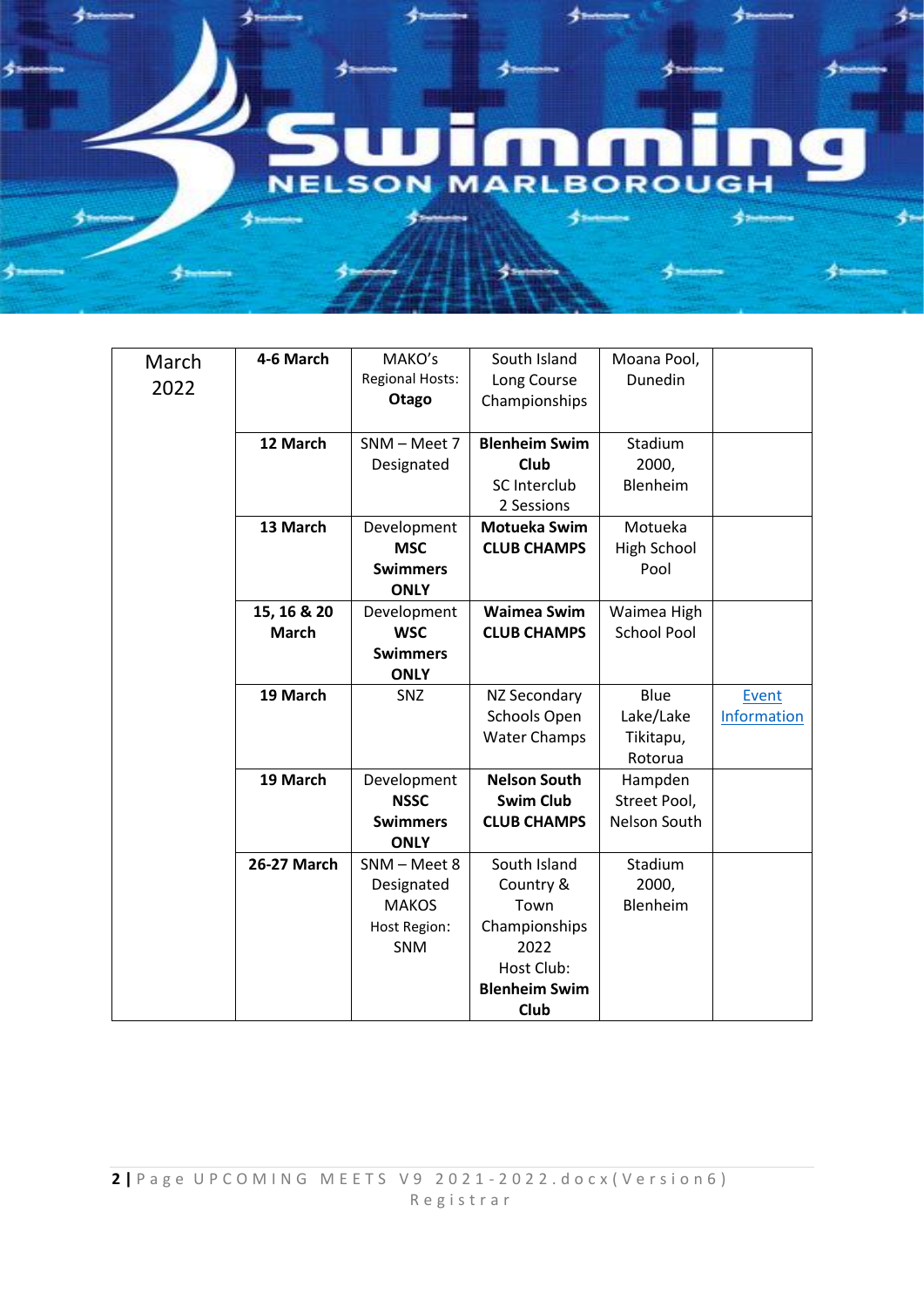| March 2022 | **4-6 March** | MAKO's Regional Hosts: **Otago** | South Island Long Course Championships | Moana Pool, Dunedin | |
|---|---|---|---|---|---|
| | **12 March** | SNM – Meet 7 Designated | **Blenheim Swim Club** SC Interclub 2 Sessions | Stadium 2000, Blenheim | |
| | **13 March** | Development **MSC Swimmers ONLY** | **Motueka Swim CLUB CHAMPS** | Motueka High School Pool | |
| | **15, 16 & 20 March** | Development **WSC Swimmers ONLY** | **Waimea Swim CLUB CHAMPS** | Waimea High School Pool | |
| | **19 March** | SNZ | NZ Secondary Schools Open Water Champs | Blue Lake/Lake Tikitapu, Rotorua | Event Information |
| | **19 March** | Development **NSSC Swimmers ONLY** | **Nelson South Swim Club CLUB CHAMPS** | Hampden Street Pool, Nelson South | |
| | **26-27 March** | SNM – Meet 8 Designated MAKOS Host Region: SNM | South Island Country & Town Championships 2022 Host Club: **Blenheim Swim Club** | Stadium 2000, Blenheim | |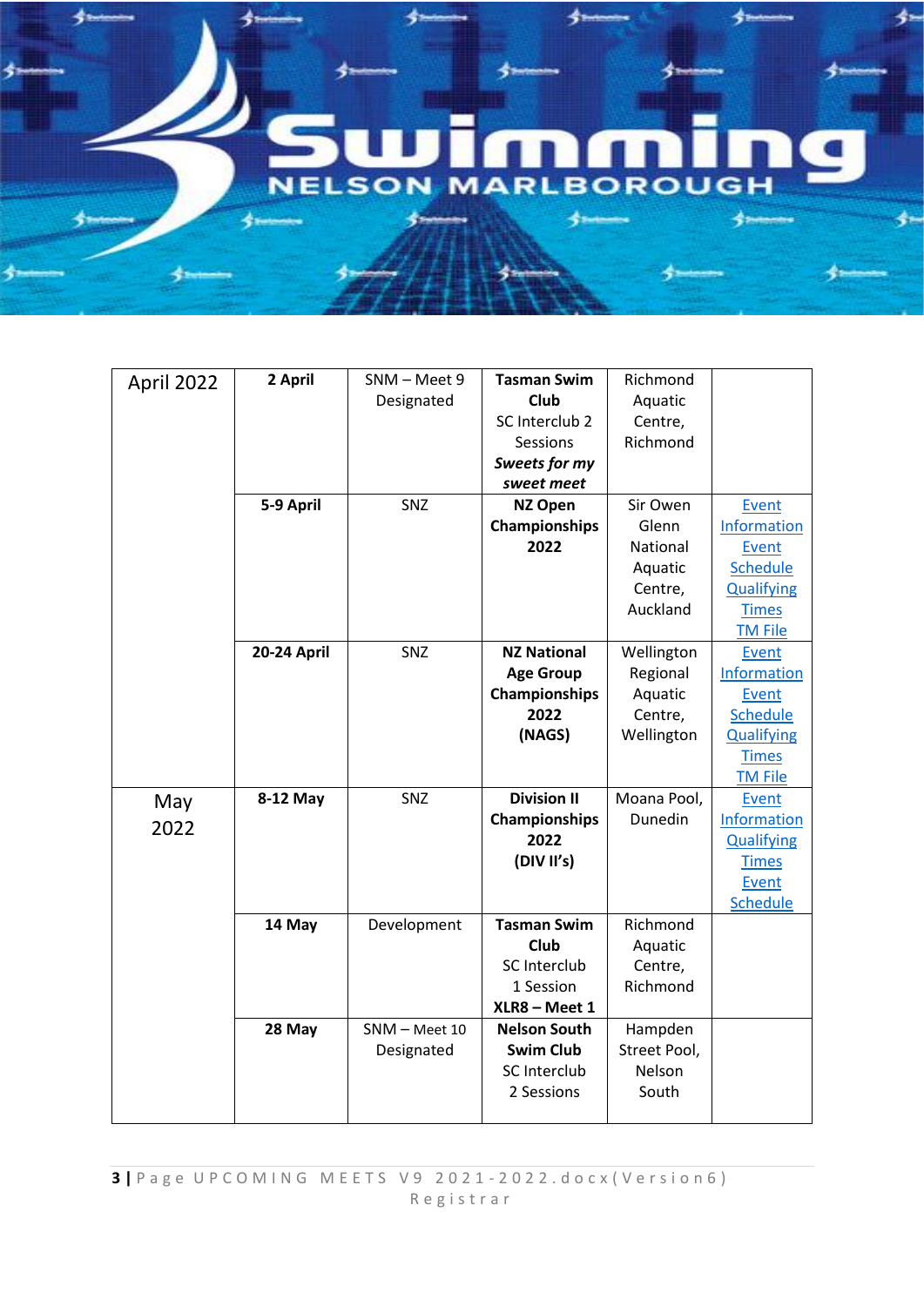| April 2022 | **2 April** | SNM – Meet 9 Designated | **Tasman Swim Club** SC Interclub 2 Sessions ***Sweets for my sweet meet*** | Richmond Aquatic Centre, Richmond | |
|---|---|---|---|---|---|
| | **5-9 April** | SNZ | **NZ Open Championships 2022** | Sir Owen Glenn National Aquatic Centre, Auckland | Event Information Event Schedule Qualifying Times TM File |
| | **20-24 April** | SNZ | **NZ National Age Group Championships 2022 (NAGS)** | Wellington Regional Aquatic Centre, Wellington | Event Information Event Schedule Qualifying Times TM File |
| May 2022 | **8-12 May** | SNZ | **Division II Championships 2022 (DIV II's)** | Moana Pool, Dunedin | Event Information Qualifying Times Event Schedule |
| | **14 May** | Development | **Tasman Swim Club** SC Interclub 1 Session **XLR8 – Meet 1** | Richmond Aquatic Centre, Richmond | |
| | **28 May** | SNM – Meet 10 Designated | **Nelson South Swim Club** SC Interclub 2 Sessions | Hampden Street Pool, Nelson South | |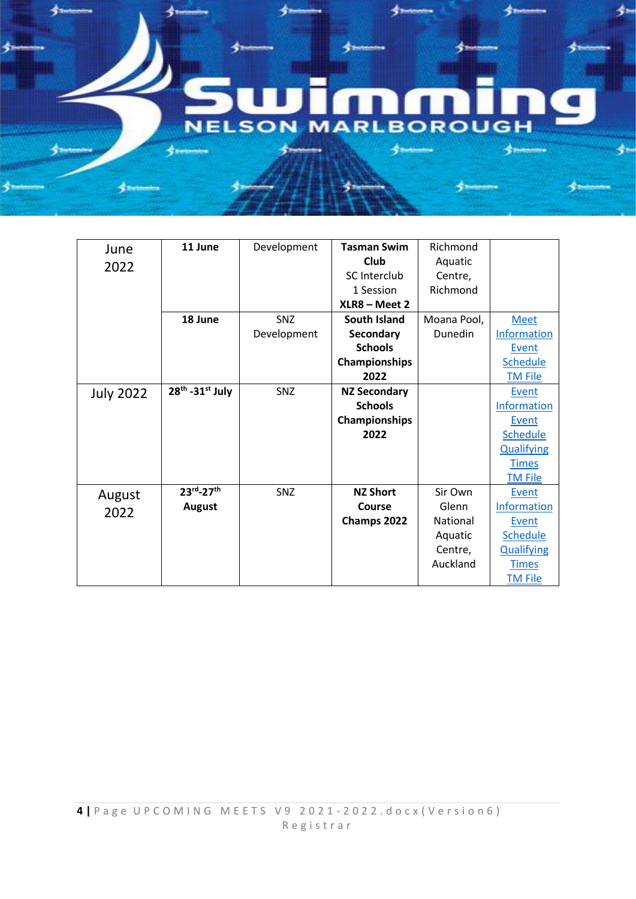| | | | | | |
|---|---|---|---|---|---|
| June 2022 | **11 June** | Development | **Tasman Swim Club** SC Interclub 1 Session **XLR8 – Meet 2** | Richmond Aquatic Centre, Richmond | |
| | **18 June** | SNZ Development | **South Island Secondary Schools Championships 2022** | Moana Pool, Dunedin | Meet Information Event Schedule TM File |
| July 2022 | **28th -31st July** | SNZ | **NZ Secondary Schools Championships 2022** | | Event Information Event Schedule Qualifying Times TM File |
| August 2022 | **23rd-27th August** | SNZ | **NZ Short Course Champs 2022** | Sir Own Glenn National Aquatic Centre, Auckland | Event Information Event Schedule Qualifying Times TM File |